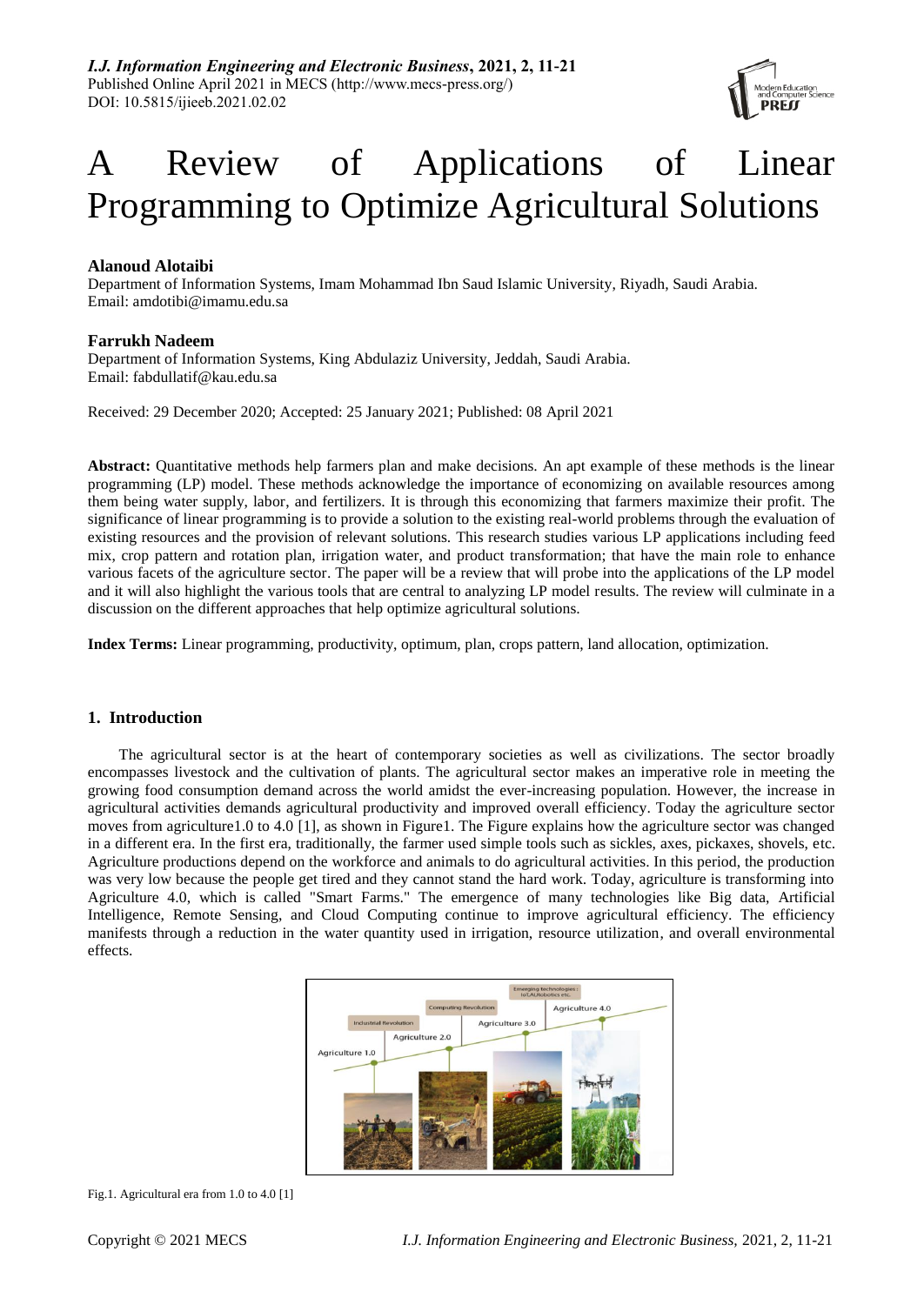# A Review of Applications of Linear Programming to Optimize Agricultural Solutions

**Alanoud Alotaibi**
Department of Information Systems, Imam Mohammad Ibn Saud Islamic University, Riyadh, Saudi Arabia.
Email: amdotibi@imamu.edu.sa

**Farrukh Nadeem**
Department of Information Systems, King Abdulaziz University, Jeddah, Saudi Arabia.
Email: fabdullatif@kau.edu.sa

Received: 29 December 2020; Accepted: 25 January 2021; Published: 08 April 2021

**Abstract:** Quantitative methods help farmers plan and make decisions. An apt example of these methods is the linear programming (LP) model. These methods acknowledge the importance of economizing on available resources among them being water supply, labor, and fertilizers. It is through this economizing that farmers maximize their profit. The significance of linear programming is to provide a solution to the existing real-world problems through the evaluation of existing resources and the provision of relevant solutions. This research studies various LP applications including feed mix, crop pattern and rotation plan, irrigation water, and product transformation; that have the main role to enhance various facets of the agriculture sector. The paper will be a review that will probe into the applications of the LP model and it will also highlight the various tools that are central to analyzing LP model results. The review will culminate in a discussion on the different approaches that help optimize agricultural solutions.

**Index Terms:** Linear programming, productivity, optimum, plan, crops pattern, land allocation, optimization.

## 1. Introduction

The agricultural sector is at the heart of contemporary societies as well as civilizations. The sector broadly encompasses livestock and the cultivation of plants. The agricultural sector makes an imperative role in meeting the growing food consumption demand across the world amidst the ever-increasing population. However, the increase in agricultural activities demands agricultural productivity and improved overall efficiency. Today the agriculture sector moves from agriculture1.0 to 4.0 [1], as shown in Figure1. The Figure explains how the agriculture sector was changed in a different era. In the first era, traditionally, the farmer used simple tools such as sickles, axes, pickaxes, shovels, etc. Agriculture productions depend on the workforce and animals to do agricultural activities. In this period, the production was very low because the people get tired and they cannot stand the hard work. Today, agriculture is transforming into Agriculture 4.0, which is called "Smart Farms." The emergence of many technologies like Big data, Artificial Intelligence, Remote Sensing, and Cloud Computing continue to improve agricultural efficiency. The efficiency manifests through a reduction in the water quantity used in irrigation, resource utilization, and overall environmental effects.

Fig.1. Agricultural era from 1.0 to 4.0 [1]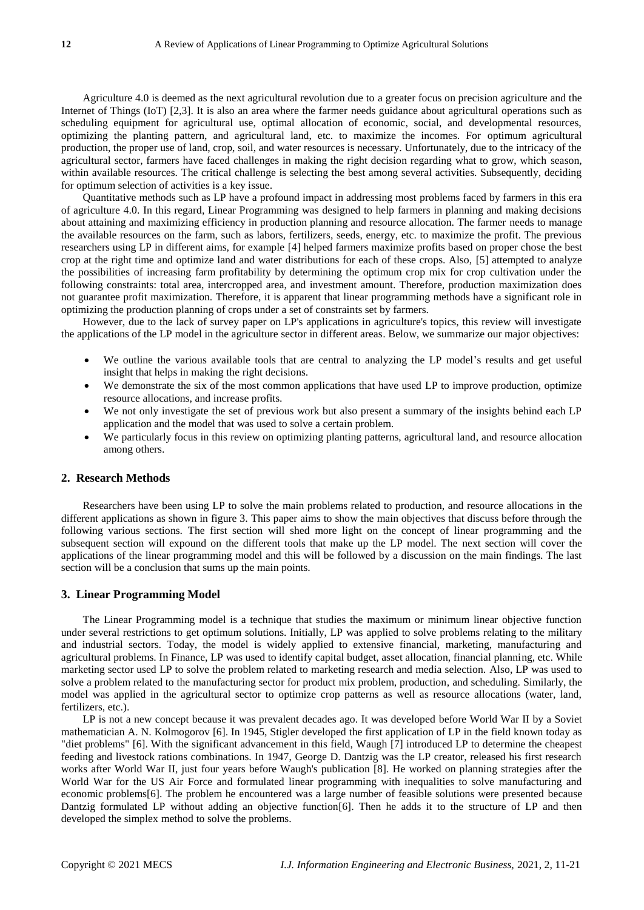Agriculture 4.0 is deemed as the next agricultural revolution due to a greater focus on precision agriculture and the Internet of Things (IoT) [2,3]. It is also an area where the farmer needs guidance about agricultural operations such as scheduling equipment for agricultural use, optimal allocation of economic, social, and developmental resources, optimizing the planting pattern, and agricultural land, etc. to maximize the incomes. For optimum agricultural production, the proper use of land, crop, soil, and water resources is necessary. Unfortunately, due to the intricacy of the agricultural sector, farmers have faced challenges in making the right decision regarding what to grow, which season, within available resources. The critical challenge is selecting the best among several activities. Subsequently, deciding for optimum selection of activities is a key issue.

Quantitative methods such as LP have a profound impact in addressing most problems faced by farmers in this era of agriculture 4.0. In this regard, Linear Programming was designed to help farmers in planning and making decisions about attaining and maximizing efficiency in production planning and resource allocation. The farmer needs to manage the available resources on the farm, such as labors, fertilizers, seeds, energy, etc. to maximize the profit. The previous researchers using LP in different aims, for example [4] helped farmers maximize profits based on proper chose the best crop at the right time and optimize land and water distributions for each of these crops. Also, [5] attempted to analyze the possibilities of increasing farm profitability by determining the optimum crop mix for crop cultivation under the following constraints: total area, intercropped area, and investment amount. Therefore, production maximization does not guarantee profit maximization. Therefore, it is apparent that linear programming methods have a significant role in optimizing the production planning of crops under a set of constraints set by farmers.

However, due to the lack of survey paper on LP's applications in agriculture's topics, this review will investigate the applications of the LP model in the agriculture sector in different areas. Below, we summarize our major objectives:

- We outline the various available tools that are central to analyzing the LP model's results and get useful insight that helps in making the right decisions.
- We demonstrate the six of the most common applications that have used LP to improve production, optimize resource allocations, and increase profits.
- We not only investigate the set of previous work but also present a summary of the insights behind each LP application and the model that was used to solve a certain problem.
- We particularly focus in this review on optimizing planting patterns, agricultural land, and resource allocation among others.

## 2. Research Methods

Researchers have been using LP to solve the main problems related to production, and resource allocations in the different applications as shown in figure 3. This paper aims to show the main objectives that discuss before through the following various sections. The first section will shed more light on the concept of linear programming and the subsequent section will expound on the different tools that make up the LP model. The next section will cover the applications of the linear programming model and this will be followed by a discussion on the main findings. The last section will be a conclusion that sums up the main points.

## 3. Linear Programming Model

The Linear Programming model is a technique that studies the maximum or minimum linear objective function under several restrictions to get optimum solutions. Initially, LP was applied to solve problems relating to the military and industrial sectors. Today, the model is widely applied to extensive financial, marketing, manufacturing and agricultural problems. In Finance, LP was used to identify capital budget, asset allocation, financial planning, etc. While marketing sector used LP to solve the problem related to marketing research and media selection. Also, LP was used to solve a problem related to the manufacturing sector for product mix problem, production, and scheduling. Similarly, the model was applied in the agricultural sector to optimize crop patterns as well as resource allocations (water, land, fertilizers, etc.).

LP is not a new concept because it was prevalent decades ago. It was developed before World War II by a Soviet mathematician A. N. Kolmogorov [6]. In 1945, Stigler developed the first application of LP in the field known today as "diet problems" [6]. With the significant advancement in this field, Waugh [7] introduced LP to determine the cheapest feeding and livestock rations combinations. In 1947, George D. Dantzig was the LP creator, released his first research works after World War II, just four years before Waugh's publication [8]. He worked on planning strategies after the World War for the US Air Force and formulated linear programming with inequalities to solve manufacturing and economic problems[6]. The problem he encountered was a large number of feasible solutions were presented because Dantzig formulated LP without adding an objective function[6]. Then he adds it to the structure of LP and then developed the simplex method to solve the problems.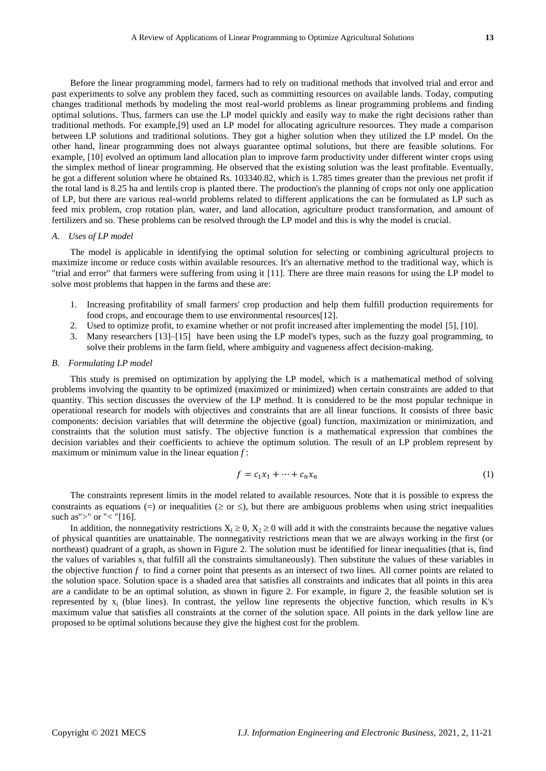Before the linear programming model, farmers had to rely on traditional methods that involved trial and error and past experiments to solve any problem they faced, such as committing resources on available lands. Today, computing changes traditional methods by modeling the most real-world problems as linear programming problems and finding optimal solutions. Thus, farmers can use the LP model quickly and easily way to make the right decisions rather than traditional methods. For example,[9] used an LP model for allocating agriculture resources. They made a comparison between LP solutions and traditional solutions. They got a higher solution when they utilized the LP model. On the other hand, linear programming does not always guarantee optimal solutions, but there are feasible solutions. For example, [10] evolved an optimum land allocation plan to improve farm productivity under different winter crops using the simplex method of linear programming. He observed that the existing solution was the least profitable. Eventually, he got a different solution where he obtained Rs. 103340.82, which is 1.785 times greater than the previous net profit if the total land is 8.25 ha and lentils crop is planted there. The production's the planning of crops not only one application of LP, but there are various real-world problems related to different applications the can be formulated as LP such as feed mix problem, crop rotation plan, water, and land allocation, agriculture product transformation, and amount of fertilizers and so. These problems can be resolved through the LP model and this is why the model is crucial.

### *A. Uses of LP model*

The model is applicable in identifying the optimal solution for selecting or combining agricultural projects to maximize income or reduce costs within available resources. It's an alternative method to the traditional way, which is "trial and error" that farmers were suffering from using it [11]. There are three main reasons for using the LP model to solve most problems that happen in the farms and these are:

1. Increasing profitability of small farmers' crop production and help them fulfill production requirements for food crops, and encourage them to use environmental resources[12].
2. Used to optimize profit, to examine whether or not profit increased after implementing the model [5], [10].
3. Many researchers [13]–[15] have been using the LP model's types, such as the fuzzy goal programming, to solve their problems in the farm field, where ambiguity and vagueness affect decision-making.

### *B. Formulating LP model*

This study is premised on optimization by applying the LP model, which is a mathematical method of solving problems involving the quantity to be optimized (maximized or minimized) when certain constraints are added to that quantity. This section discusses the overview of the LP method. It is considered to be the most popular technique in operational research for models with objectives and constraints that are all linear functions. It consists of three basic components: decision variables that will determine the objective (goal) function, maximization or minimization, and constraints that the solution must satisfy. The objective function is a mathematical expression that combines the decision variables and their coefficients to achieve the optimum solution. The result of an LP problem represent by maximum or minimum value in the linear equation $f$:

$$f = c_1 x_1 + \cdots + c_n x_n \tag{1}$$

The constraints represent limits in the model related to available resources. Note that it is possible to express the constraints as equations (=) or inequalities ($\geq$ or $\leq$), but there are ambiguous problems when using strict inequalities such as">" or "< "[16].

In addition, the nonnegativity restrictions $X_1 \geq 0$, $X_2 \geq 0$ will add it with the constraints because the negative values of physical quantities are unattainable. The nonnegativity restrictions mean that we are always working in the first (or northeast) quadrant of a graph, as shown in Figure 2. The solution must be identified for linear inequalities (that is, find the values of variables $x_i$ that fulfill all the constraints simultaneously). Then substitute the values of these variables in the objective function $f$ to find a corner point that presents as an intersect of two lines. All corner points are related to the solution space. Solution space is a shaded area that satisfies all constraints and indicates that all points in this area are a candidate to be an optimal solution, as shown in figure 2. For example, in figure 2, the feasible solution set is represented by $x_i$ (blue lines). In contrast, the yellow line represents the objective function, which results in K's maximum value that satisfies all constraints at the corner of the solution space. All points in the dark yellow line are proposed to be optimal solutions because they give the highest cost for the problem.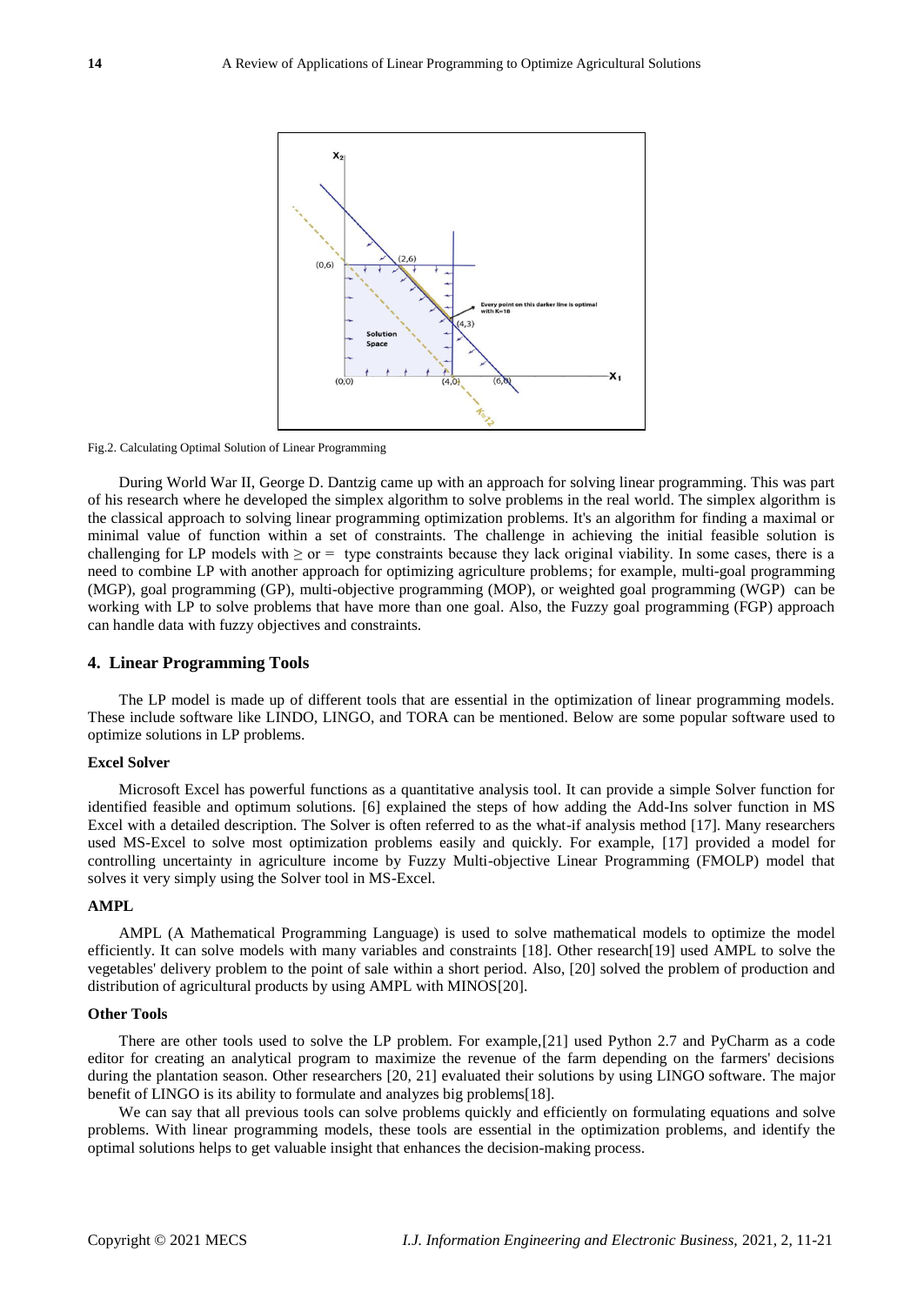Fig.2. Calculating Optimal Solution of Linear Programming

During World War II, George D. Dantzig came up with an approach for solving linear programming. This was part of his research where he developed the simplex algorithm to solve problems in the real world. The simplex algorithm is the classical approach to solving linear programming optimization problems. It's an algorithm for finding a maximal or minimal value of function within a set of constraints. The challenge in achieving the initial feasible solution is challenging for LP models with ≥ or = type constraints because they lack original viability. In some cases, there is a need to combine LP with another approach for optimizing agriculture problems; for example, multi-goal programming (MGP), goal programming (GP), multi-objective programming (MOP), or weighted goal programming (WGP) can be working with LP to solve problems that have more than one goal. Also, the Fuzzy goal programming (FGP) approach can handle data with fuzzy objectives and constraints.

## 4. Linear Programming Tools

The LP model is made up of different tools that are essential in the optimization of linear programming models. These include software like LINDO, LINGO, and TORA can be mentioned. Below are some popular software used to optimize solutions in LP problems.

### Excel Solver

Microsoft Excel has powerful functions as a quantitative analysis tool. It can provide a simple Solver function for identified feasible and optimum solutions. [6] explained the steps of how adding the Add-Ins solver function in MS Excel with a detailed description. The Solver is often referred to as the what-if analysis method [17]. Many researchers used MS-Excel to solve most optimization problems easily and quickly. For example, [17] provided a model for controlling uncertainty in agriculture income by Fuzzy Multi-objective Linear Programming (FMOLP) model that solves it very simply using the Solver tool in MS-Excel.

### AMPL

AMPL (A Mathematical Programming Language) is used to solve mathematical models to optimize the model efficiently. It can solve models with many variables and constraints [18]. Other research[19] used AMPL to solve the vegetables' delivery problem to the point of sale within a short period. Also, [20] solved the problem of production and distribution of agricultural products by using AMPL with MINOS[20].

### Other Tools

There are other tools used to solve the LP problem. For example,[21] used Python 2.7 and PyCharm as a code editor for creating an analytical program to maximize the revenue of the farm depending on the farmers' decisions during the plantation season. Other researchers [20, 21] evaluated their solutions by using LINGO software. The major benefit of LINGO is its ability to formulate and analyzes big problems[18].

We can say that all previous tools can solve problems quickly and efficiently on formulating equations and solve problems. With linear programming models, these tools are essential in the optimization problems, and identify the optimal solutions helps to get valuable insight that enhances the decision-making process.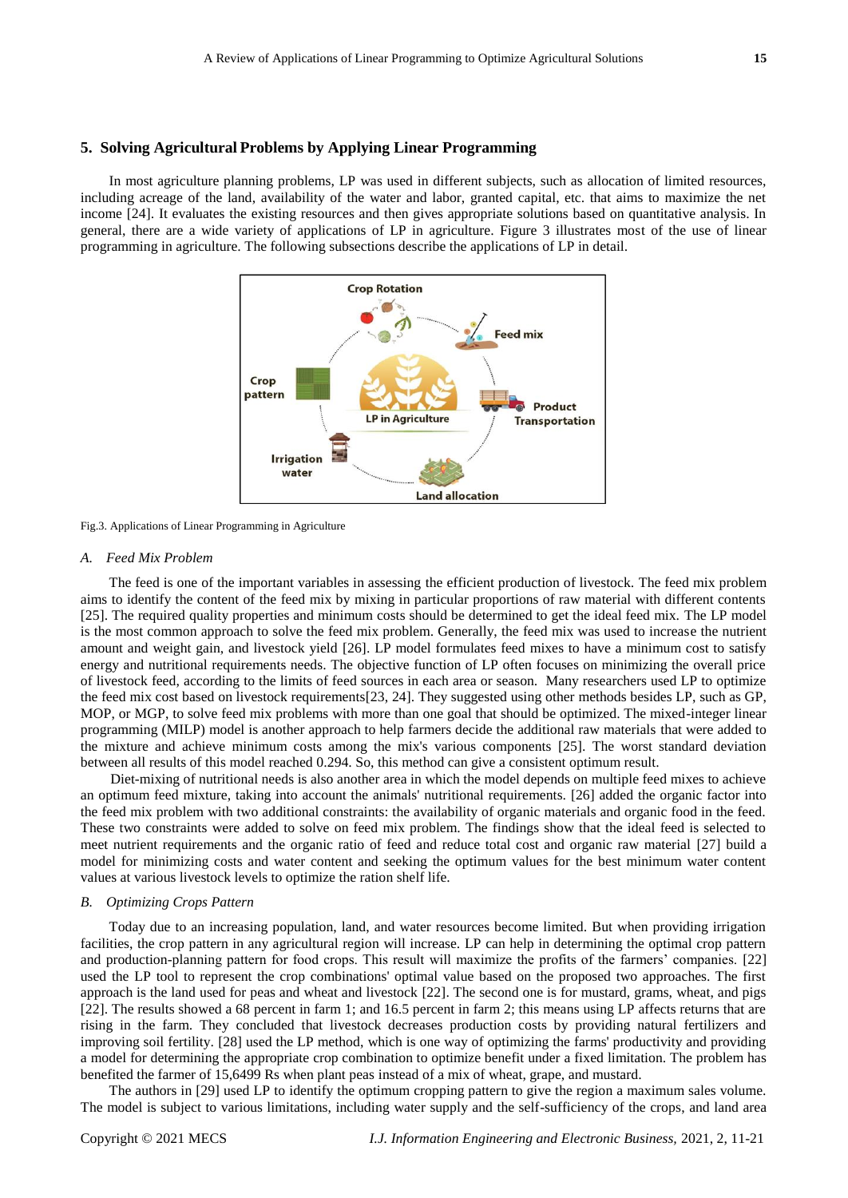## 5. Solving Agricultural Problems by Applying Linear Programming

In most agriculture planning problems, LP was used in different subjects, such as allocation of limited resources, including acreage of the land, availability of the water and labor, granted capital, etc. that aims to maximize the net income [24]. It evaluates the existing resources and then gives appropriate solutions based on quantitative analysis. In general, there are a wide variety of applications of LP in agriculture. Figure 3 illustrates most of the use of linear programming in agriculture. The following subsections describe the applications of LP in detail.

Fig.3. Applications of Linear Programming in Agriculture

### *A. Feed Mix Problem*

The feed is one of the important variables in assessing the efficient production of livestock. The feed mix problem aims to identify the content of the feed mix by mixing in particular proportions of raw material with different contents [25]. The required quality properties and minimum costs should be determined to get the ideal feed mix. The LP model is the most common approach to solve the feed mix problem. Generally, the feed mix was used to increase the nutrient amount and weight gain, and livestock yield [26]. LP model formulates feed mixes to have a minimum cost to satisfy energy and nutritional requirements needs. The objective function of LP often focuses on minimizing the overall price of livestock feed, according to the limits of feed sources in each area or season. Many researchers used LP to optimize the feed mix cost based on livestock requirements[23, 24]. They suggested using other methods besides LP, such as GP, MOP, or MGP, to solve feed mix problems with more than one goal that should be optimized. The mixed-integer linear programming (MILP) model is another approach to help farmers decide the additional raw materials that were added to the mixture and achieve minimum costs among the mix's various components [25]. The worst standard deviation between all results of this model reached 0.294. So, this method can give a consistent optimum result.

Diet-mixing of nutritional needs is also another area in which the model depends on multiple feed mixes to achieve an optimum feed mixture, taking into account the animals' nutritional requirements. [26] added the organic factor into the feed mix problem with two additional constraints: the availability of organic materials and organic food in the feed. These two constraints were added to solve on feed mix problem. The findings show that the ideal feed is selected to meet nutrient requirements and the organic ratio of feed and reduce total cost and organic raw material [27] build a model for minimizing costs and water content and seeking the optimum values for the best minimum water content values at various livestock levels to optimize the ration shelf life.

### *B. Optimizing Crops Pattern*

Today due to an increasing population, land, and water resources become limited. But when providing irrigation facilities, the crop pattern in any agricultural region will increase. LP can help in determining the optimal crop pattern and production-planning pattern for food crops. This result will maximize the profits of the farmers' companies. [22] used the LP tool to represent the crop combinations' optimal value based on the proposed two approaches. The first approach is the land used for peas and wheat and livestock [22]. The second one is for mustard, grams, wheat, and pigs [22]. The results showed a 68 percent in farm 1; and 16.5 percent in farm 2; this means using LP affects returns that are rising in the farm. They concluded that livestock decreases production costs by providing natural fertilizers and improving soil fertility. [28] used the LP method, which is one way of optimizing the farms' productivity and providing a model for determining the appropriate crop combination to optimize benefit under a fixed limitation. The problem has benefited the farmer of 15,6499 Rs when plant peas instead of a mix of wheat, grape, and mustard.

The authors in [29] used LP to identify the optimum cropping pattern to give the region a maximum sales volume. The model is subject to various limitations, including water supply and the self-sufficiency of the crops, and land area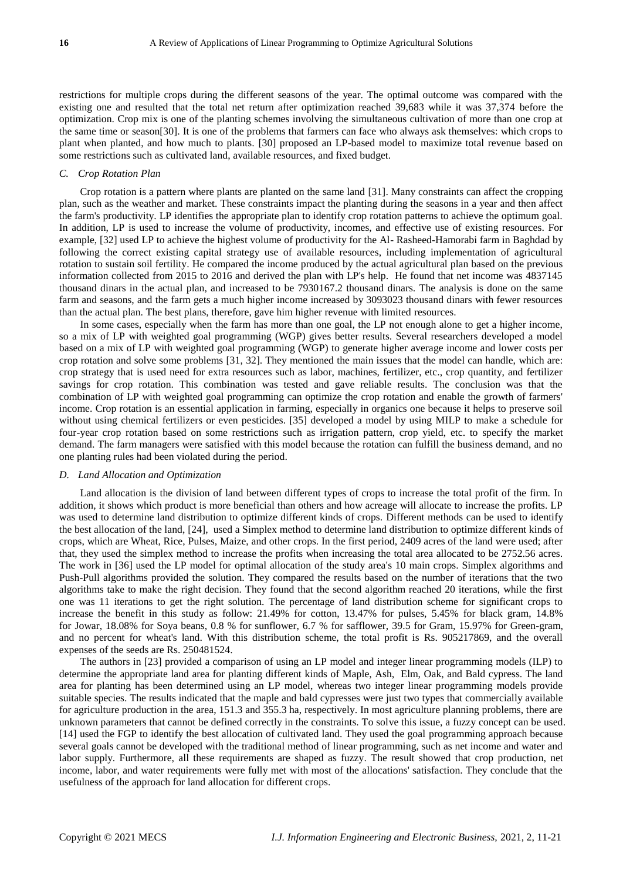restrictions for multiple crops during the different seasons of the year. The optimal outcome was compared with the existing one and resulted that the total net return after optimization reached 39,683 while it was 37,374 before the optimization. Crop mix is one of the planting schemes involving the simultaneous cultivation of more than one crop at the same time or season[30]. It is one of the problems that farmers can face who always ask themselves: which crops to plant when planted, and how much to plants. [30] proposed an LP-based model to maximize total revenue based on some restrictions such as cultivated land, available resources, and fixed budget.

### *C. Crop Rotation Plan*

Crop rotation is a pattern where plants are planted on the same land [31]. Many constraints can affect the cropping plan, such as the weather and market. These constraints impact the planting during the seasons in a year and then affect the farm's productivity. LP identifies the appropriate plan to identify crop rotation patterns to achieve the optimum goal. In addition, LP is used to increase the volume of productivity, incomes, and effective use of existing resources. For example, [32] used LP to achieve the highest volume of productivity for the Al- Rasheed-Hamorabi farm in Baghdad by following the correct existing capital strategy use of available resources, including implementation of agricultural rotation to sustain soil fertility. He compared the income produced by the actual agricultural plan based on the previous information collected from 2015 to 2016 and derived the plan with LP's help. He found that net income was 4837145 thousand dinars in the actual plan, and increased to be 7930167.2 thousand dinars. The analysis is done on the same farm and seasons, and the farm gets a much higher income increased by 3093023 thousand dinars with fewer resources than the actual plan. The best plans, therefore, gave him higher revenue with limited resources.

In some cases, especially when the farm has more than one goal, the LP not enough alone to get a higher income, so a mix of LP with weighted goal programming (WGP) gives better results. Several researchers developed a model based on a mix of LP with weighted goal programming (WGP) to generate higher average income and lower costs per crop rotation and solve some problems [31, 32]. They mentioned the main issues that the model can handle, which are: crop strategy that is used need for extra resources such as labor, machines, fertilizer, etc., crop quantity, and fertilizer savings for crop rotation. This combination was tested and gave reliable results. The conclusion was that the combination of LP with weighted goal programming can optimize the crop rotation and enable the growth of farmers' income. Crop rotation is an essential application in farming, especially in organics one because it helps to preserve soil without using chemical fertilizers or even pesticides. [35] developed a model by using MILP to make a schedule for four-year crop rotation based on some restrictions such as irrigation pattern, crop yield, etc. to specify the market demand. The farm managers were satisfied with this model because the rotation can fulfill the business demand, and no one planting rules had been violated during the period.

### *D. Land Allocation and Optimization*

Land allocation is the division of land between different types of crops to increase the total profit of the firm. In addition, it shows which product is more beneficial than others and how acreage will allocate to increase the profits. LP was used to determine land distribution to optimize different kinds of crops. Different methods can be used to identify the best allocation of the land, [24], used a Simplex method to determine land distribution to optimize different kinds of crops, which are Wheat, Rice, Pulses, Maize, and other crops. In the first period, 2409 acres of the land were used; after that, they used the simplex method to increase the profits when increasing the total area allocated to be 2752.56 acres. The work in [36] used the LP model for optimal allocation of the study area's 10 main crops. Simplex algorithms and Push-Pull algorithms provided the solution. They compared the results based on the number of iterations that the two algorithms take to make the right decision. They found that the second algorithm reached 20 iterations, while the first one was 11 iterations to get the right solution. The percentage of land distribution scheme for significant crops to increase the benefit in this study as follow: 21.49% for cotton, 13.47% for pulses, 5.45% for black gram, 14.8% for Jowar, 18.08% for Soya beans, 0.8 % for sunflower, 6.7 % for safflower, 39.5 for Gram, 15.97% for Green-gram, and no percent for wheat's land. With this distribution scheme, the total profit is Rs. 905217869, and the overall expenses of the seeds are Rs. 250481524.

The authors in [23] provided a comparison of using an LP model and integer linear programming models (ILP) to determine the appropriate land area for planting different kinds of Maple, Ash, Elm, Oak, and Bald cypress. The land area for planting has been determined using an LP model, whereas two integer linear programming models provide suitable species. The results indicated that the maple and bald cypresses were just two types that commercially available for agriculture production in the area, 151.3 and 355.3 ha, respectively. In most agriculture planning problems, there are unknown parameters that cannot be defined correctly in the constraints. To solve this issue, a fuzzy concept can be used. [14] used the FGP to identify the best allocation of cultivated land. They used the goal programming approach because several goals cannot be developed with the traditional method of linear programming, such as net income and water and labor supply. Furthermore, all these requirements are shaped as fuzzy. The result showed that crop production, net income, labor, and water requirements were fully met with most of the allocations' satisfaction. They conclude that the usefulness of the approach for land allocation for different crops.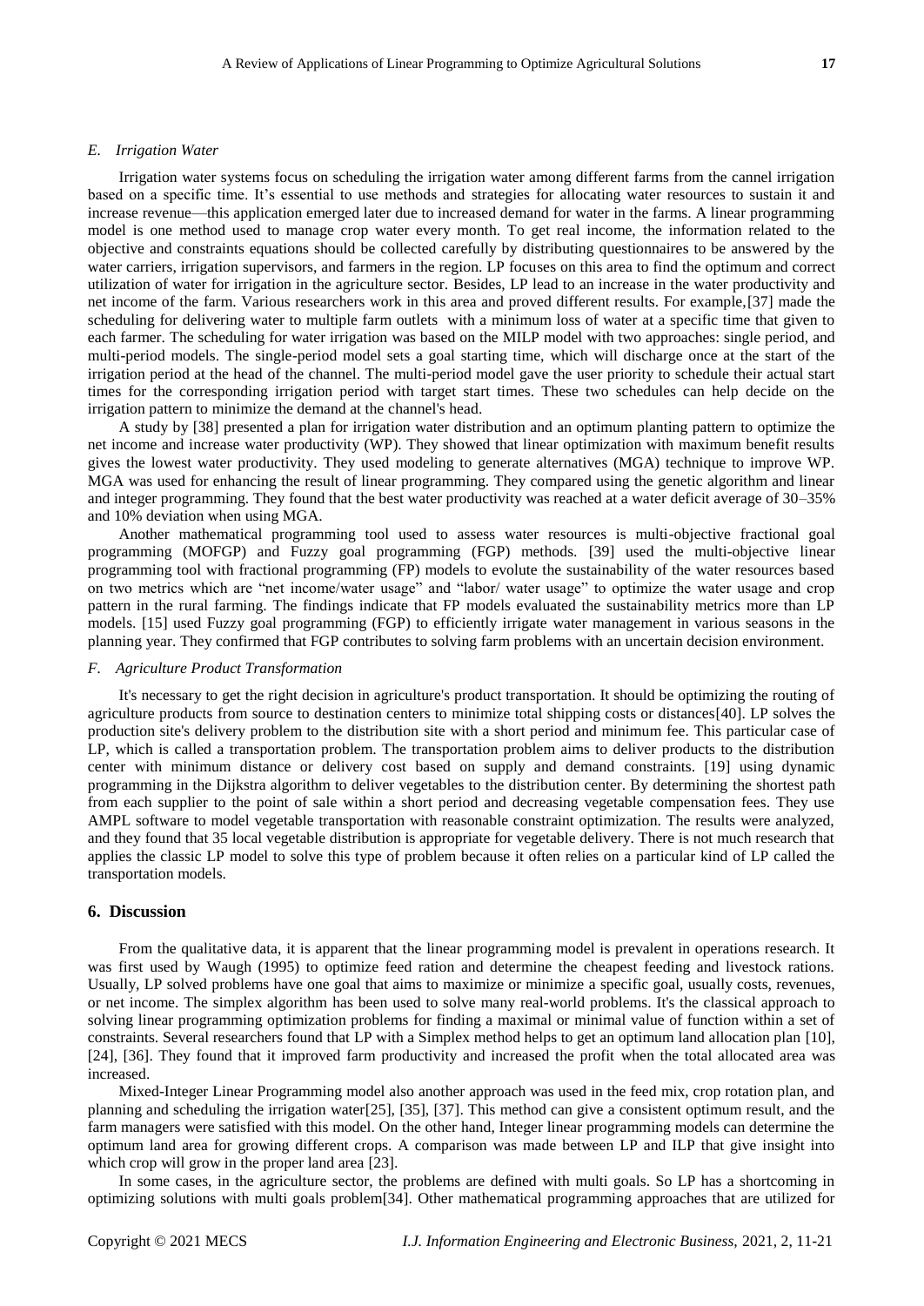### *E. Irrigation Water*

Irrigation water systems focus on scheduling the irrigation water among different farms from the cannel irrigation based on a specific time. It's essential to use methods and strategies for allocating water resources to sustain it and increase revenue—this application emerged later due to increased demand for water in the farms. A linear programming model is one method used to manage crop water every month. To get real income, the information related to the objective and constraints equations should be collected carefully by distributing questionnaires to be answered by the water carriers, irrigation supervisors, and farmers in the region. LP focuses on this area to find the optimum and correct utilization of water for irrigation in the agriculture sector. Besides, LP lead to an increase in the water productivity and net income of the farm. Various researchers work in this area and proved different results. For example,[37] made the scheduling for delivering water to multiple farm outlets with a minimum loss of water at a specific time that given to each farmer. The scheduling for water irrigation was based on the MILP model with two approaches: single period, and multi-period models. The single-period model sets a goal starting time, which will discharge once at the start of the irrigation period at the head of the channel. The multi-period model gave the user priority to schedule their actual start times for the corresponding irrigation period with target start times. These two schedules can help decide on the irrigation pattern to minimize the demand at the channel's head.

A study by [38] presented a plan for irrigation water distribution and an optimum planting pattern to optimize the net income and increase water productivity (WP). They showed that linear optimization with maximum benefit results gives the lowest water productivity. They used modeling to generate alternatives (MGA) technique to improve WP. MGA was used for enhancing the result of linear programming. They compared using the genetic algorithm and linear and integer programming. They found that the best water productivity was reached at a water deficit average of 30–35% and 10% deviation when using MGA.

Another mathematical programming tool used to assess water resources is multi-objective fractional goal programming (MOFGP) and Fuzzy goal programming (FGP) methods. [39] used the multi-objective linear programming tool with fractional programming (FP) models to evolute the sustainability of the water resources based on two metrics which are "net income/water usage" and "labor/ water usage" to optimize the water usage and crop pattern in the rural farming. The findings indicate that FP models evaluated the sustainability metrics more than LP models. [15] used Fuzzy goal programming (FGP) to efficiently irrigate water management in various seasons in the planning year. They confirmed that FGP contributes to solving farm problems with an uncertain decision environment.

### *F. Agriculture Product Transformation*

It's necessary to get the right decision in agriculture's product transportation. It should be optimizing the routing of agriculture products from source to destination centers to minimize total shipping costs or distances[40]. LP solves the production site's delivery problem to the distribution site with a short period and minimum fee. This particular case of LP, which is called a transportation problem. The transportation problem aims to deliver products to the distribution center with minimum distance or delivery cost based on supply and demand constraints. [19] using dynamic programming in the Dijkstra algorithm to deliver vegetables to the distribution center. By determining the shortest path from each supplier to the point of sale within a short period and decreasing vegetable compensation fees. They use AMPL software to model vegetable transportation with reasonable constraint optimization. The results were analyzed, and they found that 35 local vegetable distribution is appropriate for vegetable delivery. There is not much research that applies the classic LP model to solve this type of problem because it often relies on a particular kind of LP called the transportation models.

## 6. Discussion

From the qualitative data, it is apparent that the linear programming model is prevalent in operations research. It was first used by Waugh (1995) to optimize feed ration and determine the cheapest feeding and livestock rations. Usually, LP solved problems have one goal that aims to maximize or minimize a specific goal, usually costs, revenues, or net income. The simplex algorithm has been used to solve many real-world problems. It's the classical approach to solving linear programming optimization problems for finding a maximal or minimal value of function within a set of constraints. Several researchers found that LP with a Simplex method helps to get an optimum land allocation plan [10], [24], [36]. They found that it improved farm productivity and increased the profit when the total allocated area was increased.

Mixed-Integer Linear Programming model also another approach was used in the feed mix, crop rotation plan, and planning and scheduling the irrigation water[25], [35], [37]. This method can give a consistent optimum result, and the farm managers were satisfied with this model. On the other hand, Integer linear programming models can determine the optimum land area for growing different crops. A comparison was made between LP and ILP that give insight into which crop will grow in the proper land area [23].

In some cases, in the agriculture sector, the problems are defined with multi goals. So LP has a shortcoming in optimizing solutions with multi goals problem[34]. Other mathematical programming approaches that are utilized for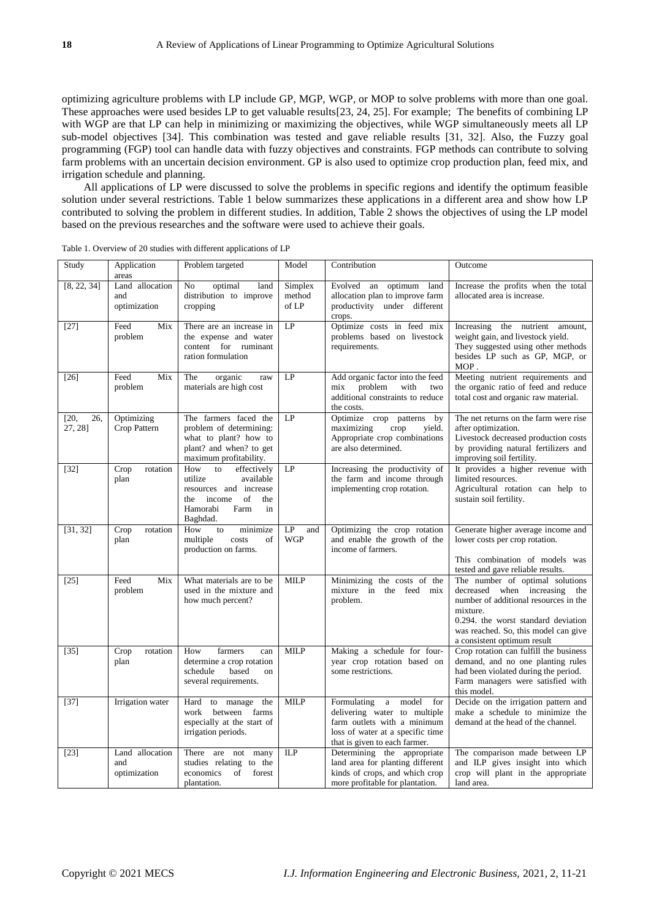optimizing agriculture problems with LP include GP, MGP, WGP, or MOP to solve problems with more than one goal. These approaches were used besides LP to get valuable results[23, 24, 25]. For example; The benefits of combining LP with WGP are that LP can help in minimizing or maximizing the objectives, while WGP simultaneously meets all LP sub-model objectives [34]. This combination was tested and gave reliable results [31, 32]. Also, the Fuzzy goal programming (FGP) tool can handle data with fuzzy objectives and constraints. FGP methods can contribute to solving farm problems with an uncertain decision environment. GP is also used to optimize crop production plan, feed mix, and irrigation schedule and planning.

All applications of LP were discussed to solve the problems in specific regions and identify the optimum feasible solution under several restrictions. Table 1 below summarizes these applications in a different area and show how LP contributed to solving the problem in different studies. In addition, Table 2 shows the objectives of using the LP model based on the previous researches and the software were used to achieve their goals.

Table 1. Overview of 20 studies with different applications of LP

| Study | Application areas | Problem targeted | Model | Contribution | Outcome |
|---|---|---|---|---|---|
| [8, 22, 34] | Land allocation and optimization | No optimal land distribution to improve cropping | Simplex method of LP | Evolved an optimum land allocation plan to improve farm productivity under different crops. | Increase the profits when the total allocated area is increase. |
| [27] | Feed Mix problem | There are an increase in the expense and water content for ruminant ration formulation | LP | Optimize costs in feed mix problems based on livestock requirements. | Increasing the nutrient amount, weight gain, and livestock yield. They suggested using other methods besides LP such as GP, MGP, or MOP . |
| [26] | Feed Mix problem | The organic raw materials are high cost | LP | Add organic factor into the feed mix problem with two additional constraints to reduce the costs. | Meeting nutrient requirements and the organic ratio of feed and reduce total cost and organic raw material. |
| [20, 26, 27, 28] | Optimizing Crop Pattern | The farmers faced the problem of determining: what to plant? how to plant? and when? to get maximum profitability. | LP | Optimize crop patterns by maximizing crop yield. Appropriate crop combinations are also determined. | The net returns on the farm were rise after optimization. Livestock decreased production costs by providing natural fertilizers and improving soil fertility. |
| [32] | Crop rotation plan | How to effectively utilize available resources and increase the income of the Hamorabi Farm in Baghdad. | LP | Increasing the productivity of the farm and income through implementing crop rotation. | It provides a higher revenue with limited resources. Agricultural rotation can help to sustain soil fertility. |
| [31, 32] | Crop rotation plan | How to minimize multiple costs of production on farms. | LP and WGP | Optimizing the crop rotation and enable the growth of the income of farmers. | Generate higher average income and lower costs per crop rotation. This combination of models was tested and gave reliable results. |
| [25] | Feed Mix problem | What materials are to be used in the mixture and how much percent? | MILP | Minimizing the costs of the mixture in the feed mix problem. | The number of optimal solutions decreased when increasing the number of additional resources in the mixture. 0.294. the worst standard deviation was reached. So, this model can give a consistent optimum result |
| [35] | Crop rotation plan | How farmers can determine a crop rotation schedule based on several requirements. | MILP | Making a schedule for four-year crop rotation based on some restrictions. | Crop rotation can fulfill the business demand, and no one planting rules had been violated during the period. Farm managers were satisfied with this model. |
| [37] | Irrigation water | Hard to manage the work between farms especially at the start of irrigation periods. | MILP | Formulating a model for delivering water to multiple farm outlets with a minimum loss of water at a specific time that is given to each farmer. | Decide on the irrigation pattern and make a schedule to minimize the demand at the head of the channel. |
| [23] | Land allocation and optimization | There are not many studies relating to the economics of forest plantation. | ILP | Determining the appropriate land area for planting different kinds of crops, and which crop more profitable for plantation. | The comparison made between LP and ILP gives insight into which crop will plant in the appropriate land area. |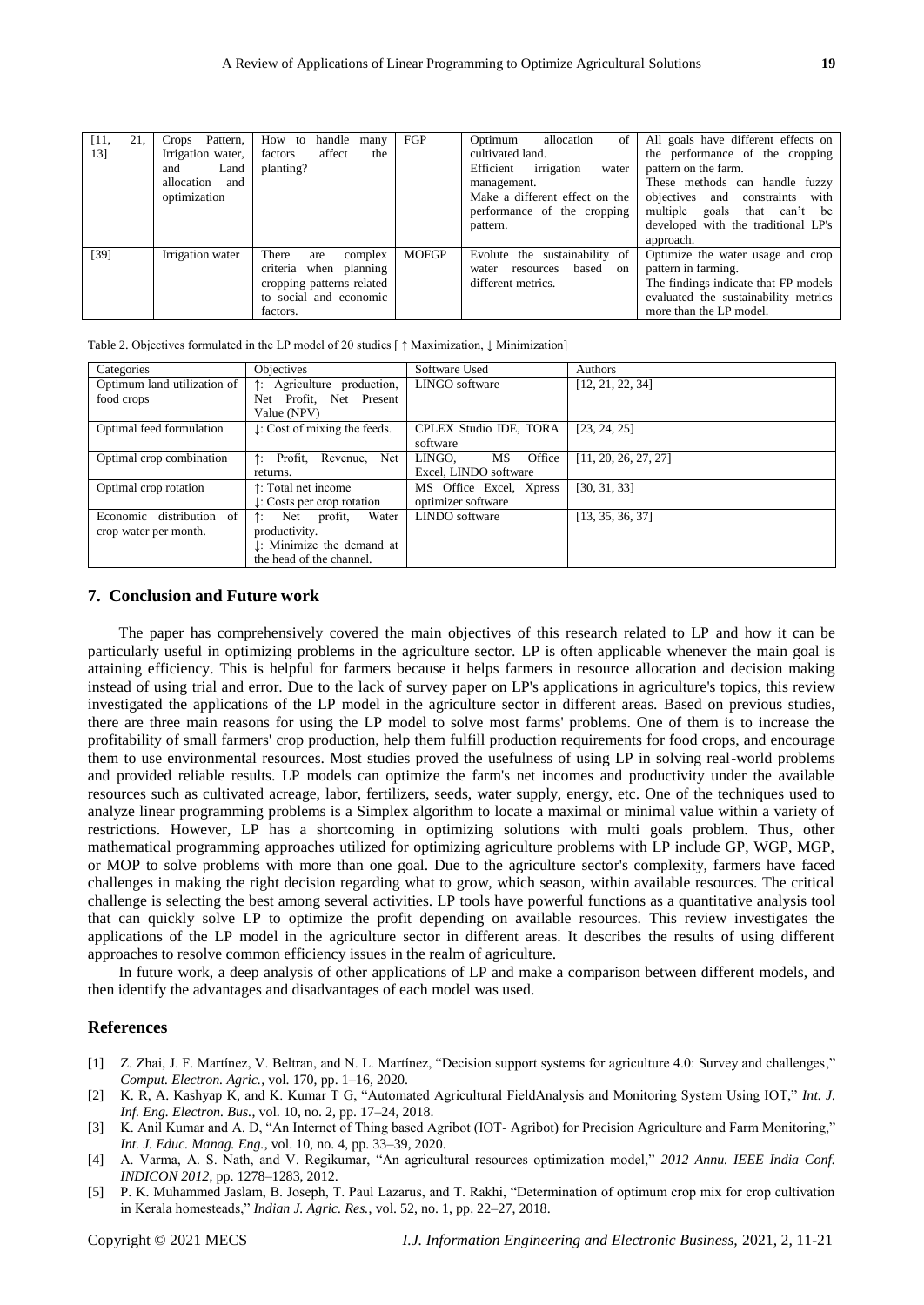| [11, 21, 13] | Crops Pattern, Irrigation water, and Land allocation and optimization | How to handle many factors affect the planting? | FGP | Optimum allocation of cultivated land. Efficient irrigation water management. Make a different effect on the performance of the cropping pattern. | All goals have different effects on the performance of the cropping pattern on the farm. These methods can handle fuzzy objectives and constraints with multiple goals that can't be developed with the traditional LP's approach. |
|---|---|---|---|---|---|
| [39] | Irrigation water | There are complex criteria when planning cropping patterns related to social and economic factors. | MOFGP | Evolute the sustainability of water resources based on different metrics. | Optimize the water usage and crop pattern in farming. The findings indicate that FP models evaluated the sustainability metrics more than the LP model. |

Table 2. Objectives formulated in the LP model of 20 studies [ ↑ Maximization, ↓ Minimization]

| Categories | Objectives | Software Used | Authors |
|---|---|---|---|
| Optimum land utilization of food crops | ↑: Agriculture production, Net Profit, Net Present Value (NPV) | LINGO software | [12, 21, 22, 34] |
| Optimal feed formulation | ↓: Cost of mixing the feeds. | CPLEX Studio IDE, TORA software | [23, 24, 25] |
| Optimal crop combination | ↑: Profit, Revenue, Net returns. | LINGO, MS Office Excel, LINDO software | [11, 20, 26, 27, 27] |
| Optimal crop rotation | ↑: Total net income<br>↓: Costs per crop rotation | MS Office Excel, Xpress optimizer software | [30, 31, 33] |
| Economic distribution of crop water per month. | ↑: Net profit, Water productivity.<br>↓: Minimize the demand at the head of the channel. | LINDO software | [13, 35, 36, 37] |

## 7. Conclusion and Future work

The paper has comprehensively covered the main objectives of this research related to LP and how it can be particularly useful in optimizing problems in the agriculture sector. LP is often applicable whenever the main goal is attaining efficiency. This is helpful for farmers because it helps farmers in resource allocation and decision making instead of using trial and error. Due to the lack of survey paper on LP's applications in agriculture's topics, this review investigated the applications of the LP model in the agriculture sector in different areas. Based on previous studies, there are three main reasons for using the LP model to solve most farms' problems. One of them is to increase the profitability of small farmers' crop production, help them fulfill production requirements for food crops, and encourage them to use environmental resources. Most studies proved the usefulness of using LP in solving real-world problems and provided reliable results. LP models can optimize the farm's net incomes and productivity under the available resources such as cultivated acreage, labor, fertilizers, seeds, water supply, energy, etc. One of the techniques used to analyze linear programming problems is a Simplex algorithm to locate a maximal or minimal value within a variety of restrictions. However, LP has a shortcoming in optimizing solutions with multi goals problem. Thus, other mathematical programming approaches utilized for optimizing agriculture problems with LP include GP, WGP, MGP, or MOP to solve problems with more than one goal. Due to the agriculture sector's complexity, farmers have faced challenges in making the right decision regarding what to grow, which season, within available resources. The critical challenge is selecting the best among several activities. LP tools have powerful functions as a quantitative analysis tool that can quickly solve LP to optimize the profit depending on available resources. This review investigates the applications of the LP model in the agriculture sector in different areas. It describes the results of using different approaches to resolve common efficiency issues in the realm of agriculture.

In future work, a deep analysis of other applications of LP and make a comparison between different models, and then identify the advantages and disadvantages of each model was used.

## References

[1] Z. Zhai, J. F. Martínez, V. Beltran, and N. L. Martínez, "Decision support systems for agriculture 4.0: Survey and challenges," *Comput. Electron. Agric.*, vol. 170, pp. 1–16, 2020.

[2] K. R, A. Kashyap K, and K. Kumar T G, "Automated Agricultural FieldAnalysis and Monitoring System Using IOT," *Int. J. Inf. Eng. Electron. Bus.*, vol. 10, no. 2, pp. 17–24, 2018.

[3] K. Anil Kumar and A. D, "An Internet of Thing based Agribot (IOT- Agribot) for Precision Agriculture and Farm Monitoring," *Int. J. Educ. Manag. Eng.*, vol. 10, no. 4, pp. 33–39, 2020.

[4] A. Varma, A. S. Nath, and V. Regikumar, "An agricultural resources optimization model," *2012 Annu. IEEE India Conf. INDICON 2012*, pp. 1278–1283, 2012.

[5] P. K. Muhammed Jaslam, B. Joseph, T. Paul Lazarus, and T. Rakhi, "Determination of optimum crop mix for crop cultivation in Kerala homesteads," *Indian J. Agric. Res.*, vol. 52, no. 1, pp. 22–27, 2018.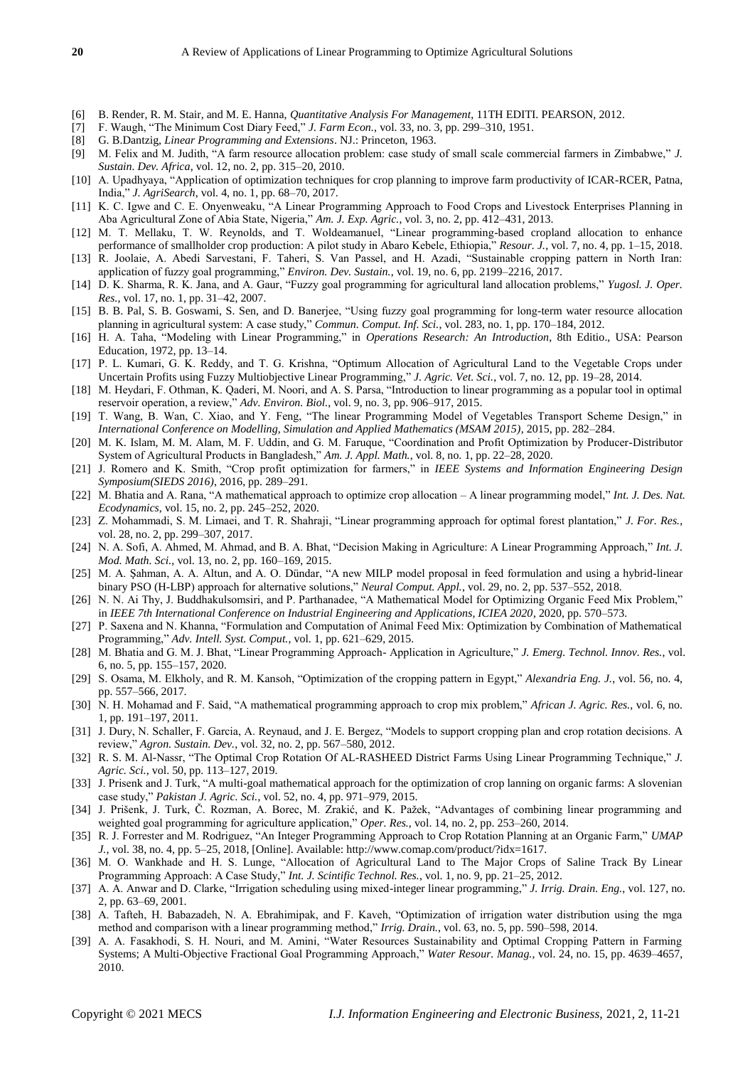[6] B. Render, R. M. Stair, and M. E. Hanna, *Quantitative Analysis For Management*, 11TH EDITI. PEARSON, 2012.

[7] F. Waugh, "The Minimum Cost Diary Feed," *J. Farm Econ.*, vol. 33, no. 3, pp. 299–310, 1951.

[8] G. B.Dantzig, *Linear Programming and Extensions*. NJ.: Princeton, 1963.

[9] M. Felix and M. Judith, "A farm resource allocation problem: case study of small scale commercial farmers in Zimbabwe," *J. Sustain. Dev. Africa*, vol. 12, no. 2, pp. 315–20, 2010.

[10] A. Upadhyaya, "Application of optimization techniques for crop planning to improve farm productivity of ICAR-RCER, Patna, India," *J. AgriSearch*, vol. 4, no. 1, pp. 68–70, 2017.

[11] K. C. Igwe and C. E. Onyenweaku, "A Linear Programming Approach to Food Crops and Livestock Enterprises Planning in Aba Agricultural Zone of Abia State, Nigeria," *Am. J. Exp. Agric.*, vol. 3, no. 2, pp. 412–431, 2013.

[12] M. T. Mellaku, T. W. Reynolds, and T. Woldeamanuel, "Linear programming-based cropland allocation to enhance performance of smallholder crop production: A pilot study in Abaro Kebele, Ethiopia," *Resour. J.*, vol. 7, no. 4, pp. 1–15, 2018.

[13] R. Joolaie, A. Abedi Sarvestani, F. Taheri, S. Van Passel, and H. Azadi, "Sustainable cropping pattern in North Iran: application of fuzzy goal programming," *Environ. Dev. Sustain.*, vol. 19, no. 6, pp. 2199–2216, 2017.

[14] D. K. Sharma, R. K. Jana, and A. Gaur, "Fuzzy goal programming for agricultural land allocation problems," *Yugosl. J. Oper. Res.*, vol. 17, no. 1, pp. 31–42, 2007.

[15] B. B. Pal, S. B. Goswami, S. Sen, and D. Banerjee, "Using fuzzy goal programming for long-term water resource allocation planning in agricultural system: A case study," *Commun. Comput. Inf. Sci.*, vol. 283, no. 1, pp. 170–184, 2012.

[16] H. A. Taha, "Modeling with Linear Programming," in *Operations Research: An Introduction*, 8th Editio., USA: Pearson Education, 1972, pp. 13–14.

[17] P. L. Kumari, G. K. Reddy, and T. G. Krishna, "Optimum Allocation of Agricultural Land to the Vegetable Crops under Uncertain Profits using Fuzzy Multiobjective Linear Programming," *J. Agric. Vet. Sci.*, vol. 7, no. 12, pp. 19–28, 2014.

[18] M. Heydari, F. Othman, K. Qaderi, M. Noori, and A. S. Parsa, "Introduction to linear programming as a popular tool in optimal reservoir operation, a review," *Adv. Environ. Biol.*, vol. 9, no. 3, pp. 906–917, 2015.

[19] T. Wang, B. Wan, C. Xiao, and Y. Feng, "The linear Programming Model of Vegetables Transport Scheme Design," in *International Conference on Modelling, Simulation and Applied Mathematics (MSAM 2015)*, 2015, pp. 282–284.

[20] M. K. Islam, M. M. Alam, M. F. Uddin, and G. M. Faruque, "Coordination and Profit Optimization by Producer-Distributor System of Agricultural Products in Bangladesh," *Am. J. Appl. Math.*, vol. 8, no. 1, pp. 22–28, 2020.

[21] J. Romero and K. Smith, "Crop profit optimization for farmers," in *IEEE Systems and Information Engineering Design Symposium(SIEDS 2016)*, 2016, pp. 289–291.

[22] M. Bhatia and A. Rana, "A mathematical approach to optimize crop allocation – A linear programming model," *Int. J. Des. Nat. Ecodynamics*, vol. 15, no. 2, pp. 245–252, 2020.

[23] Z. Mohammadi, S. M. Limaei, and T. R. Shahraji, "Linear programming approach for optimal forest plantation," *J. For. Res.*, vol. 28, no. 2, pp. 299–307, 2017.

[24] N. A. Sofi, A. Ahmed, M. Ahmad, and B. A. Bhat, "Decision Making in Agriculture: A Linear Programming Approach," *Int. J. Mod. Math. Sci.*, vol. 13, no. 2, pp. 160–169, 2015.

[25] M. A. Şahman, A. A. Altun, and A. O. Dündar, "A new MILP model proposal in feed formulation and using a hybrid-linear binary PSO (H-LBP) approach for alternative solutions," *Neural Comput. Appl.*, vol. 29, no. 2, pp. 537–552, 2018.

[26] N. N. Ai Thy, J. Buddhakulsomsiri, and P. Parthanadee, "A Mathematical Model for Optimizing Organic Feed Mix Problem," in *IEEE 7th International Conference on Industrial Engineering and Applications, ICIEA 2020*, 2020, pp. 570–573.

[27] P. Saxena and N. Khanna, "Formulation and Computation of Animal Feed Mix: Optimization by Combination of Mathematical Programming," *Adv. Intell. Syst. Comput.*, vol. 1, pp. 621–629, 2015.

[28] M. Bhatia and G. M. J. Bhat, "Linear Programming Approach- Application in Agriculture," *J. Emerg. Technol. Innov. Res.*, vol. 6, no. 5, pp. 155–157, 2020.

[29] S. Osama, M. Elkholy, and R. M. Kansoh, "Optimization of the cropping pattern in Egypt," *Alexandria Eng. J.*, vol. 56, no. 4, pp. 557–566, 2017.

[30] N. H. Mohamad and F. Said, "A mathematical programming approach to crop mix problem," *African J. Agric. Res.*, vol. 6, no. 1, pp. 191–197, 2011.

[31] J. Dury, N. Schaller, F. Garcia, A. Reynaud, and J. E. Bergez, "Models to support cropping plan and crop rotation decisions. A review," *Agron. Sustain. Dev.*, vol. 32, no. 2, pp. 567–580, 2012.

[32] R. S. M. Al-Nassr, "The Optimal Crop Rotation Of AL-RASHEED District Farms Using Linear Programming Technique," *J. Agric. Sci.*, vol. 50, pp. 113–127, 2019.

[33] J. Prisenk and J. Turk, "A multi-goal mathematical approach for the optimization of crop lanning on organic farms: A slovenian case study," *Pakistan J. Agric. Sci.*, vol. 52, no. 4, pp. 971–979, 2015.

[34] J. Prišenk, J. Turk, Č. Rozman, A. Borec, M. Zrakić, and K. Pažek, "Advantages of combining linear programming and weighted goal programming for agriculture application," *Oper. Res.*, vol. 14, no. 2, pp. 253–260, 2014.

[35] R. J. Forrester and M. Rodriguez, "An Integer Programming Approach to Crop Rotation Planning at an Organic Farm," *UMAP J.*, vol. 38, no. 4, pp. 5–25, 2018, [Online]. Available: http://www.comap.com/product/?idx=1617.

[36] M. O. Wankhade and H. S. Lunge, "Allocation of Agricultural Land to The Major Crops of Saline Track By Linear Programming Approach: A Case Study," *Int. J. Scintific Technol. Res.*, vol. 1, no. 9, pp. 21–25, 2012.

[37] A. A. Anwar and D. Clarke, "Irrigation scheduling using mixed-integer linear programming," *J. Irrig. Drain. Eng.*, vol. 127, no. 2, pp. 63–69, 2001.

[38] A. Tafteh, H. Babazadeh, N. A. Ebrahimipak, and F. Kaveh, "Optimization of irrigation water distribution using the mga method and comparison with a linear programming method," *Irrig. Drain.*, vol. 63, no. 5, pp. 590–598, 2014.

[39] A. A. Fasakhodi, S. H. Nouri, and M. Amini, "Water Resources Sustainability and Optimal Cropping Pattern in Farming Systems; A Multi-Objective Fractional Goal Programming Approach," *Water Resour. Manag.*, vol. 24, no. 15, pp. 4639–4657, 2010.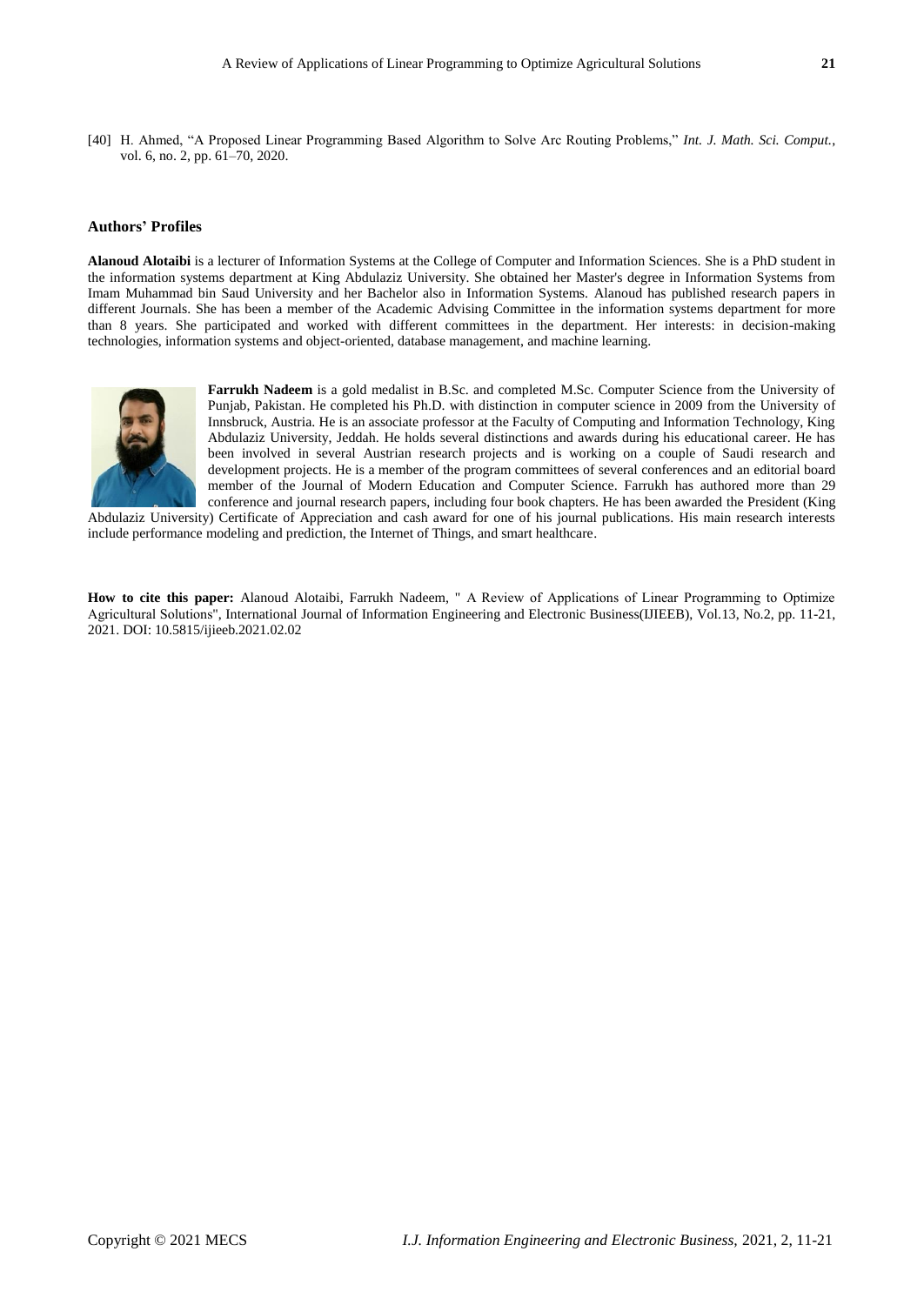[40] H. Ahmed, "A Proposed Linear Programming Based Algorithm to Solve Arc Routing Problems," *Int. J. Math. Sci. Comput.*, vol. 6, no. 2, pp. 61–70, 2020.

### Authors' Profiles

**Alanoud Alotaibi** is a lecturer of Information Systems at the College of Computer and Information Sciences. She is a PhD student in the information systems department at King Abdulaziz University. She obtained her Master's degree in Information Systems from Imam Muhammad bin Saud University and her Bachelor also in Information Systems. Alanoud has published research papers in different Journals. She has been a member of the Academic Advising Committee in the information systems department for more than 8 years. She participated and worked with different committees in the department. Her interests: in decision-making technologies, information systems and object-oriented, database management, and machine learning.

**Farrukh Nadeem** is a gold medalist in B.Sc. and completed M.Sc. Computer Science from the University of Punjab, Pakistan. He completed his Ph.D. with distinction in computer science in 2009 from the University of Innsbruck, Austria. He is an associate professor at the Faculty of Computing and Information Technology, King Abdulaziz University, Jeddah. He holds several distinctions and awards during his educational career. He has been involved in several Austrian research projects and is working on a couple of Saudi research and development projects. He is a member of the program committees of several conferences and an editorial board member of the Journal of Modern Education and Computer Science. Farrukh has authored more than 29 conference and journal research papers, including four book chapters. He has been awarded the President (King Abdulaziz University) Certificate of Appreciation and cash award for one of his journal publications. His main research interests include performance modeling and prediction, the Internet of Things, and smart healthcare.

**How to cite this paper:** Alanoud Alotaibi, Farrukh Nadeem, " A Review of Applications of Linear Programming to Optimize Agricultural Solutions", International Journal of Information Engineering and Electronic Business(IJIEEB), Vol.13, No.2, pp. 11-21, 2021. DOI: 10.5815/ijieeb.2021.02.02